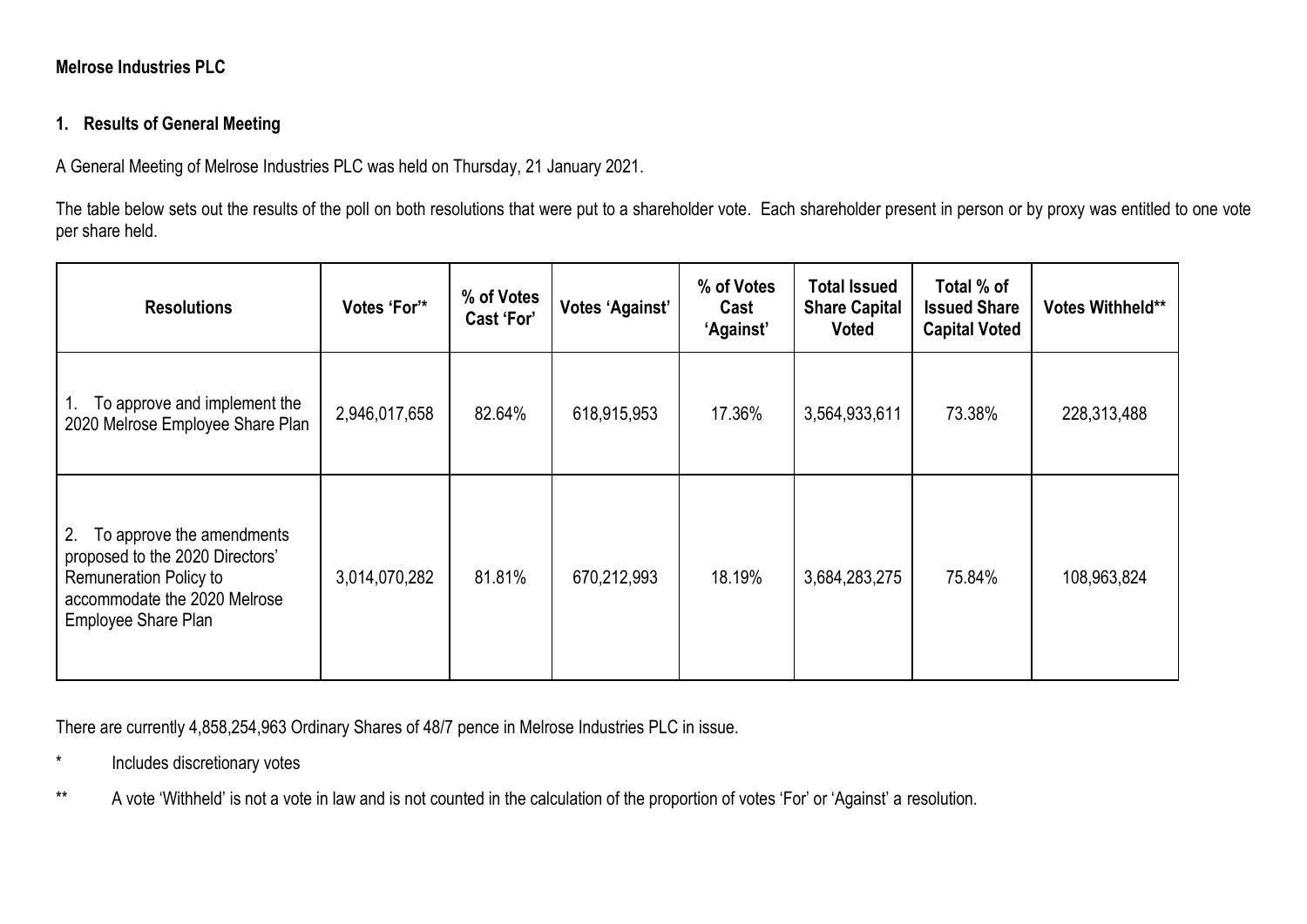**Melrose Industries PLC**

## 1. Results of General Meeting

A General Meeting of Melrose Industries PLC was held on Thursday, 21 January 2021.

The table below sets out the results of the poll on both resolutions that were put to a shareholder vote. Each shareholder present in person or by proxy was entitled to one vote per share held.

| Resolutions | Votes 'For'* | % of Votes Cast 'For' | Votes 'Against' | % of Votes Cast 'Against' | Total Issued Share Capital Voted | Total % of Issued Share Capital Voted | Votes Withheld** |
|---|---|---|---|---|---|---|---|
| 1. To approve and implement the 2020 Melrose Employee Share Plan | 2,946,017,658 | 82.64% | 618,915,953 | 17.36% | 3,564,933,611 | 73.38% | 228,313,488 |
| 2. To approve the amendments proposed to the 2020 Directors' Remuneration Policy to accommodate the 2020 Melrose Employee Share Plan | 3,014,070,282 | 81.81% | 670,212,993 | 18.19% | 3,684,283,275 | 75.84% | 108,963,824 |

There are currently 4,858,254,963 Ordinary Shares of 48/7 pence in Melrose Industries PLC in issue.

\* Includes discretionary votes

\*\* A vote 'Withheld' is not a vote in law and is not counted in the calculation of the proportion of votes 'For' or 'Against' a resolution.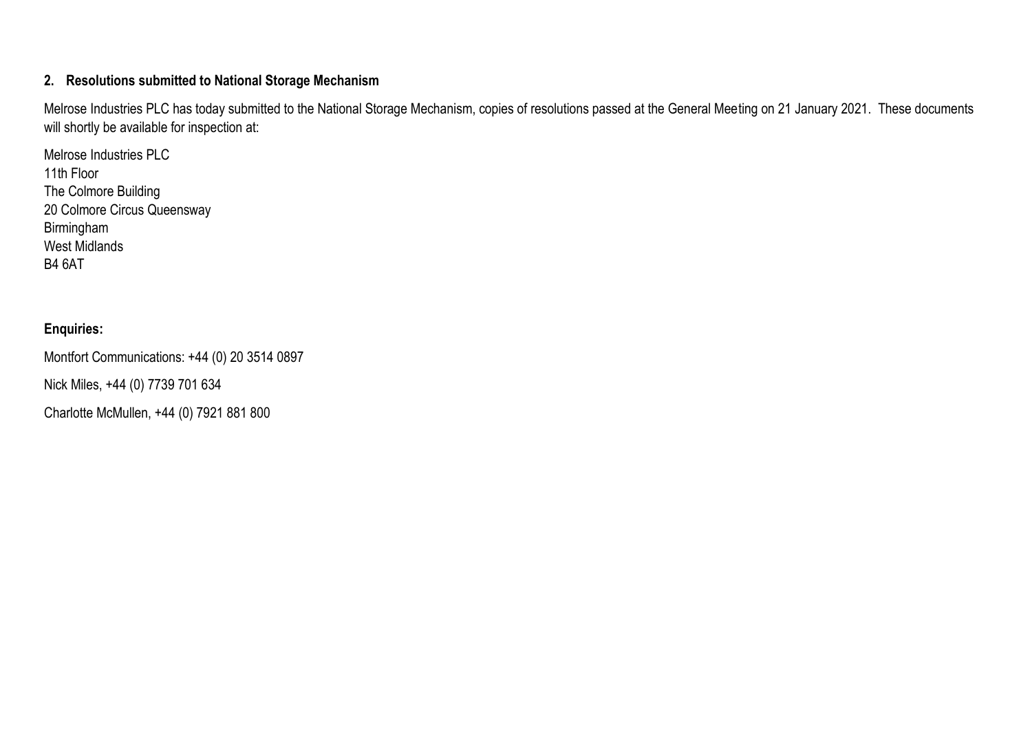**2. Resolutions submitted to National Storage Mechanism**

Melrose Industries PLC has today submitted to the National Storage Mechanism, copies of resolutions passed at the General Meeting on 21 January 2021. These documents will shortly be available for inspection at:

Melrose Industries PLC
11th Floor
The Colmore Building
20 Colmore Circus Queensway
Birmingham
West Midlands
B4 6AT

**Enquiries:**

Montfort Communications: +44 (0) 20 3514 0897

Nick Miles, +44 (0) 7739 701 634

Charlotte McMullen, +44 (0) 7921 881 800